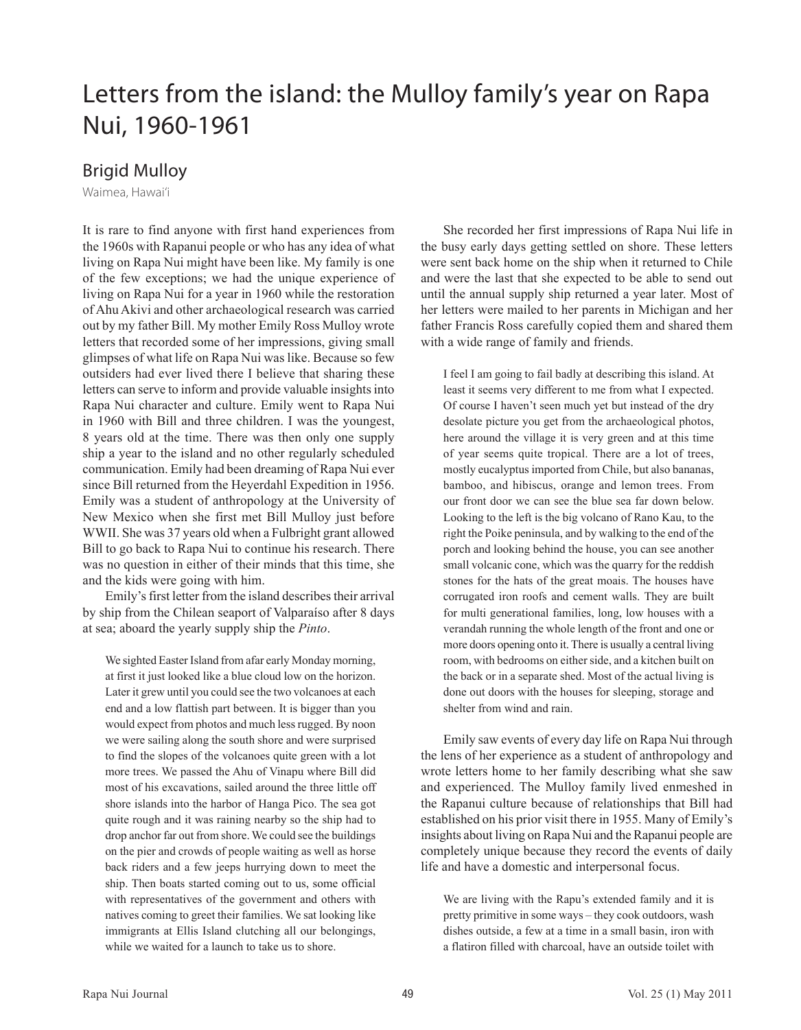# Letters from the island: the Mulloy family's year on Rapa Nui, 1960-1961

## Brigid Mulloy

Waimea, Hawai'i

It is rare to find anyone with first hand experiences from the 1960s with Rapanui people or who has any idea of what living on Rapa Nui might have been like. My family is one of the few exceptions; we had the unique experience of living on Rapa Nui for a year in 1960 while the restoration of Ahu Akivi and other archaeological research was carried out by my father Bill. My mother Emily Ross Mulloy wrote letters that recorded some of her impressions, giving small glimpses of what life on Rapa Nui was like. Because so few outsiders had ever lived there I believe that sharing these letters can serve to inform and provide valuable insights into Rapa Nui character and culture. Emily went to Rapa Nui in 1960 with Bill and three children. I was the youngest, 8 years old at the time. There was then only one supply ship a year to the island and no other regularly scheduled communication. Emily had been dreaming of Rapa Nui ever since Bill returned from the Heyerdahl Expedition in 1956. Emily was a student of anthropology at the University of New Mexico when she first met Bill Mulloy just before WWII. She was 37 years old when a Fulbright grant allowed Bill to go back to Rapa Nui to continue his research. There was no question in either of their minds that this time, she and the kids were going with him.

Emily's first letter from the island describes their arrival by ship from the Chilean seaport of Valparaíso after 8 days at sea; aboard the yearly supply ship the *Pinto*.

> We sighted Easter Island from afar early Monday morning, at first it just looked like a blue cloud low on the horizon. Later it grew until you could see the two volcanoes at each end and a low flattish part between. It is bigger than you would expect from photos and much less rugged. By noon we were sailing along the south shore and were surprised to find the slopes of the volcanoes quite green with a lot more trees. We passed the Ahu of Vinapu where Bill did most of his excavations, sailed around the three little off shore islands into the harbor of Hanga Pico. The sea got quite rough and it was raining nearby so the ship had to drop anchor far out from shore. We could see the buildings on the pier and crowds of people waiting as well as horse back riders and a few jeeps hurrying down to meet the ship. Then boats started coming out to us, some official with representatives of the government and others with natives coming to greet their families. We sat looking like immigrants at Ellis Island clutching all our belongings, while we waited for a launch to take us to shore.

She recorded her first impressions of Rapa Nui life in the busy early days getting settled on shore. These letters were sent back home on the ship when it returned to Chile and were the last that she expected to be able to send out until the annual supply ship returned a year later. Most of her letters were mailed to her parents in Michigan and her father Francis Ross carefully copied them and shared them with a wide range of family and friends.

> I feel I am going to fail badly at describing this island. At least it seems very different to me from what I expected. Of course I haven't seen much yet but instead of the dry desolate picture you get from the archaeological photos, here around the village it is very green and at this time of year seems quite tropical. There are a lot of trees, mostly eucalyptus imported from Chile, but also bananas, bamboo, and hibiscus, orange and lemon trees. From our front door we can see the blue sea far down below. Looking to the left is the big volcano of Rano Kau, to the right the Poike peninsula, and by walking to the end of the porch and looking behind the house, you can see another small volcanic cone, which was the quarry for the reddish stones for the hats of the great moais. The houses have corrugated iron roofs and cement walls. They are built for multi generational families, long, low houses with a verandah running the whole length of the front and one or more doors opening onto it. There is usually a central living room, with bedrooms on either side, and a kitchen built on the back or in a separate shed. Most of the actual living is done out doors with the houses for sleeping, storage and shelter from wind and rain.

Emily saw events of every day life on Rapa Nui through the lens of her experience as a student of anthropology and wrote letters home to her family describing what she saw and experienced. The Mulloy family lived enmeshed in the Rapanui culture because of relationships that Bill had established on his prior visit there in 1955. Many of Emily's insights about living on Rapa Nui and the Rapanui people are completely unique because they record the events of daily life and have a domestic and interpersonal focus.

> We are living with the Rapu's extended family and it is pretty primitive in some ways – they cook outdoors, wash dishes outside, a few at a time in a small basin, iron with a flatiron filled with charcoal, have an outside toilet with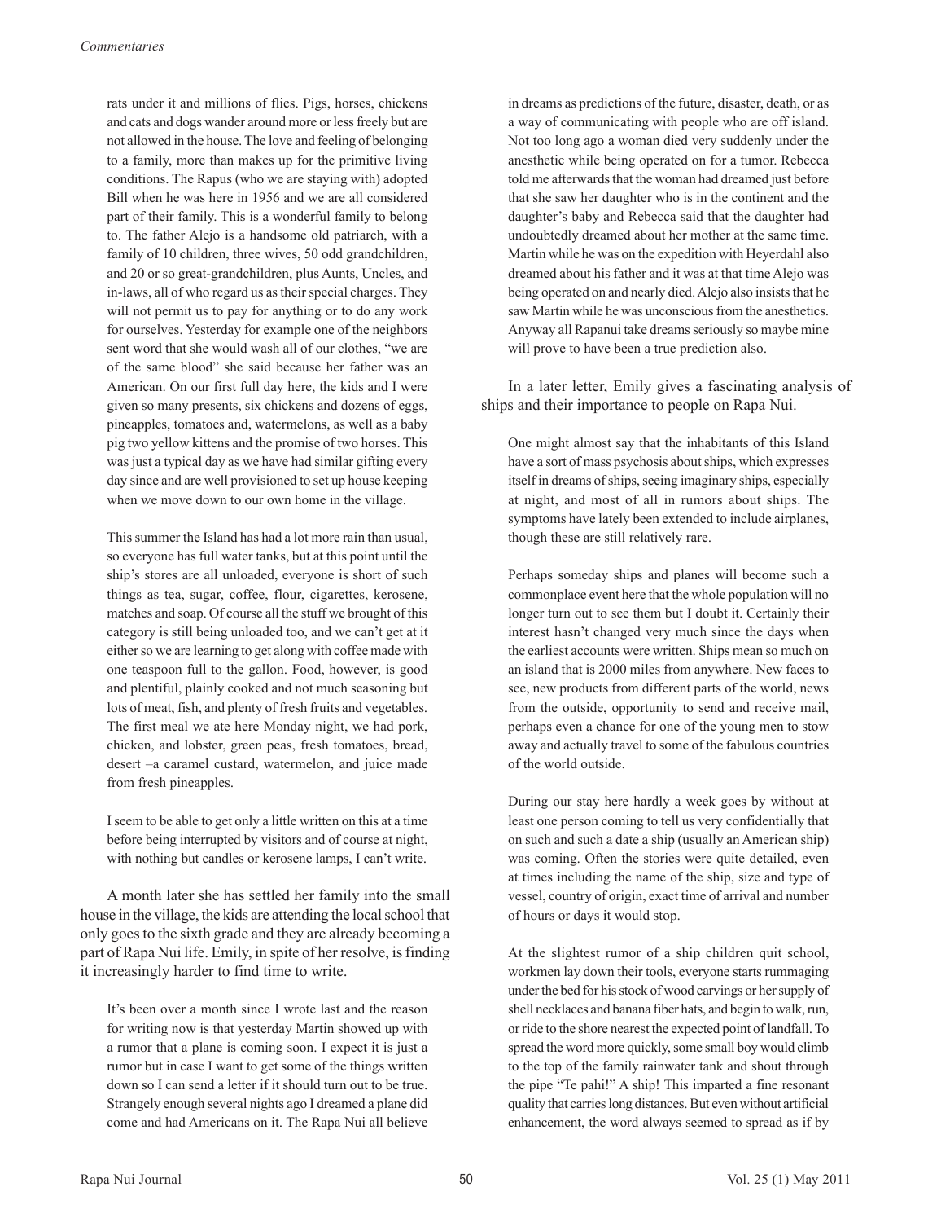rats under it and millions of flies. Pigs, horses, chickens and cats and dogs wander around more or less freely but are not allowed in the house. The love and feeling of belonging to a family, more than makes up for the primitive living conditions. The Rapus (who we are staying with) adopted Bill when he was here in 1956 and we are all considered part of their family. This is a wonderful family to belong to. The father Alejo is a handsome old patriarch, with a family of 10 children, three wives, 50 odd grandchildren, and 20 or so great-grandchildren, plus Aunts, Uncles, and in-laws, all of who regard us as their special charges. They will not permit us to pay for anything or to do any work for ourselves. Yesterday for example one of the neighbors sent word that she would wash all of our clothes, "we are of the same blood" she said because her father was an American. On our first full day here, the kids and I were given so many presents, six chickens and dozens of eggs, pineapples, tomatoes and, watermelons, as well as a baby pig two yellow kittens and the promise of two horses. This was just a typical day as we have had similar gifting every day since and are well provisioned to set up house keeping when we move down to our own home in the village.

This summer the Island has had a lot more rain than usual, so everyone has full water tanks, but at this point until the ship's stores are all unloaded, everyone is short of such things as tea, sugar, coffee, flour, cigarettes, kerosene, matches and soap. Of course all the stuff we brought of this category is still being unloaded too, and we can't get at it either so we are learning to get along with coffee made with one teaspoon full to the gallon. Food, however, is good and plentiful, plainly cooked and not much seasoning but lots of meat, fish, and plenty of fresh fruits and vegetables. The first meal we ate here Monday night, we had pork, chicken, and lobster, green peas, fresh tomatoes, bread, desert –a caramel custard, watermelon, and juice made from fresh pineapples.

I seem to be able to get only a little written on this at a time before being interrupted by visitors and of course at night, with nothing but candles or kerosene lamps, I can't write.

A month later she has settled her family into the small house in the village, the kids are attending the local school that only goes to the sixth grade and they are already becoming a part of Rapa Nui life. Emily, in spite of her resolve, is finding it increasingly harder to find time to write.

It's been over a month since I wrote last and the reason for writing now is that yesterday Martin showed up with a rumor that a plane is coming soon. I expect it is just a rumor but in case I want to get some of the things written down so I can send a letter if it should turn out to be true. Strangely enough several nights ago I dreamed a plane did come and had Americans on it. The Rapa Nui all believe in dreams as predictions of the future, disaster, death, or as a way of communicating with people who are off island. Not too long ago a woman died very suddenly under the anesthetic while being operated on for a tumor. Rebecca told me afterwards that the woman had dreamed just before that she saw her daughter who is in the continent and the daughter's baby and Rebecca said that the daughter had undoubtedly dreamed about her mother at the same time. Martin while he was on the expedition with Heyerdahl also dreamed about his father and it was at that time Alejo was being operated on and nearly died. Alejo also insists that he saw Martin while he was unconscious from the anesthetics. Anyway all Rapanui take dreams seriously so maybe mine will prove to have been a true prediction also.

In a later letter, Emily gives a fascinating analysis of ships and their importance to people on Rapa Nui.

One might almost say that the inhabitants of this Island have a sort of mass psychosis about ships, which expresses itself in dreams of ships, seeing imaginary ships, especially at night, and most of all in rumors about ships. The symptoms have lately been extended to include airplanes, though these are still relatively rare.

Perhaps someday ships and planes will become such a commonplace event here that the whole population will no longer turn out to see them but I doubt it. Certainly their interest hasn't changed very much since the days when the earliest accounts were written. Ships mean so much on an island that is 2000 miles from anywhere. New faces to see, new products from different parts of the world, news from the outside, opportunity to send and receive mail, perhaps even a chance for one of the young men to stow away and actually travel to some of the fabulous countries of the world outside.

During our stay here hardly a week goes by without at least one person coming to tell us very confidentially that on such and such a date a ship (usually an American ship) was coming. Often the stories were quite detailed, even at times including the name of the ship, size and type of vessel, country of origin, exact time of arrival and number of hours or days it would stop.

At the slightest rumor of a ship children quit school, workmen lay down their tools, everyone starts rummaging under the bed for his stock of wood carvings or her supply of shell necklaces and banana fiber hats, and begin to walk, run, or ride to the shore nearest the expected point of landfall. To spread the word more quickly, some small boy would climb to the top of the family rainwater tank and shout through the pipe "Te pahi!" A ship! This imparted a fine resonant quality that carries long distances. But even without artificial enhancement, the word always seemed to spread as if by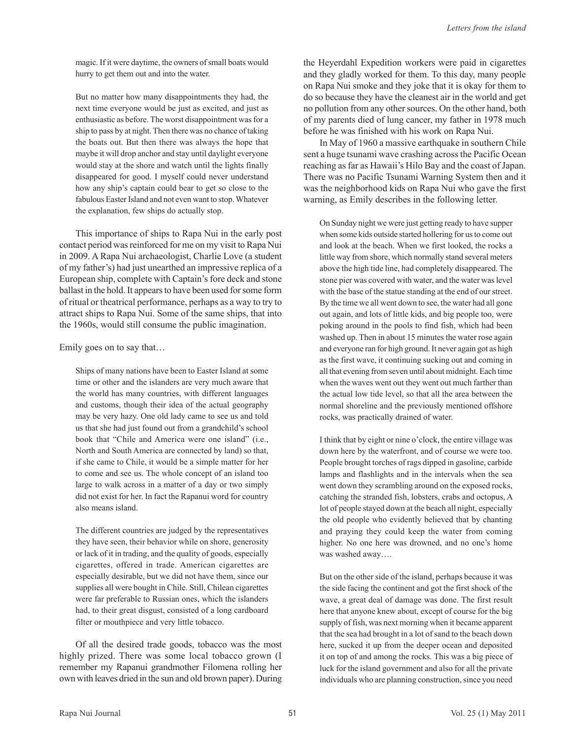> magic. If it were daytime, the owners of small boats would hurry to get them out and into the water.
>
> But no matter how many disappointments they had, the next time everyone would be just as excited, and just as enthusiastic as before. The worst disappointment was for a ship to pass by at night. Then there was no chance of taking the boats out. But then there was always the hope that maybe it will drop anchor and stay until daylight everyone would stay at the shore and watch until the lights finally disappeared for good. I myself could never understand how any ship's captain could bear to get so close to the fabulous Easter Island and not even want to stop. Whatever the explanation, few ships do actually stop.

This importance of ships to Rapa Nui in the early post contact period was reinforced for me on my visit to Rapa Nui in 2009. A Rapa Nui archaeologist, Charlie Love (a student of my father's) had just unearthed an impressive replica of a European ship, complete with Captain's fore deck and stone ballast in the hold. It appears to have been used for some form of ritual or theatrical performance, perhaps as a way to try to attract ships to Rapa Nui. Some of the same ships, that into the 1960s, would still consume the public imagination.

Emily goes on to say that…

> Ships of many nations have been to Easter Island at some time or other and the islanders are very much aware that the world has many countries, with different languages and customs, though their idea of the actual geography may be very hazy. One old lady came to see us and told us that she had just found out from a grandchild's school book that "Chile and America were one island" (i.e., North and South America are connected by land) so that, if she came to Chile, it would be a simple matter for her to come and see us. The whole concept of an island too large to walk across in a matter of a day or two simply did not exist for her. In fact the Rapanui word for country also means island.
>
> The different countries are judged by the representatives they have seen, their behavior while on shore, generosity or lack of it in trading, and the quality of goods, especially cigarettes, offered in trade. American cigarettes are especially desirable, but we did not have them, since our supplies all were bought in Chile. Still, Chilean cigarettes were far preferable to Russian ones, which the islanders had, to their great disgust, consisted of a long cardboard filter or mouthpiece and very little tobacco.

Of all the desired trade goods, tobacco was the most highly prized. There was some local tobacco grown (I remember my Rapanui grandmother Filomena rolling her own with leaves dried in the sun and old brown paper). During the Heyerdahl Expedition workers were paid in cigarettes and they gladly worked for them. To this day, many people on Rapa Nui smoke and they joke that it is okay for them to do so because they have the cleanest air in the world and get no pollution from any other sources. On the other hand, both of my parents died of lung cancer, my father in 1978 much before he was finished with his work on Rapa Nui.

In May of 1960 a massive earthquake in southern Chile sent a huge tsunami wave crashing across the Pacific Ocean reaching as far as Hawaii's Hilo Bay and the coast of Japan. There was no Pacific Tsunami Warning System then and it was the neighborhood kids on Rapa Nui who gave the first warning, as Emily describes in the following letter.

> On Sunday night we were just getting ready to have supper when some kids outside started hollering for us to come out and look at the beach. When we first looked, the rocks a little way from shore, which normally stand several meters above the high tide line, had completely disappeared. The stone pier was covered with water, and the water was level with the base of the statue standing at the end of our street. By the time we all went down to see, the water had all gone out again, and lots of little kids, and big people too, were poking around in the pools to find fish, which had been washed up. Then in about 15 minutes the water rose again and everyone ran for high ground. It never again got as high as the first wave, it continuing sucking out and coming in all that evening from seven until about midnight. Each time when the waves went out they went out much farther than the actual low tide level, so that all the area between the normal shoreline and the previously mentioned offshore rocks, was practically drained of water.
>
> I think that by eight or nine o'clock, the entire village was down here by the waterfront, and of course we were too. People brought torches of rags dipped in gasoline, carbide lamps and flashlights and in the intervals when the sea went down they scrambling around on the exposed rocks, catching the stranded fish, lobsters, crabs and octopus, A lot of people stayed down at the beach all night, especially the old people who evidently believed that by chanting and praying they could keep the water from coming higher. No one here was drowned, and no one's home was washed away….
>
> But on the other side of the island, perhaps because it was the side facing the continent and got the first shock of the wave, a great deal of damage was done. The first result here that anyone knew about, except of course for the big supply of fish, was next morning when it became apparent that the sea had brought in a lot of sand to the beach down here, sucked it up from the deeper ocean and deposited it on top of and among the rocks. This was a big piece of luck for the island government and also for all the private individuals who are planning construction, since you need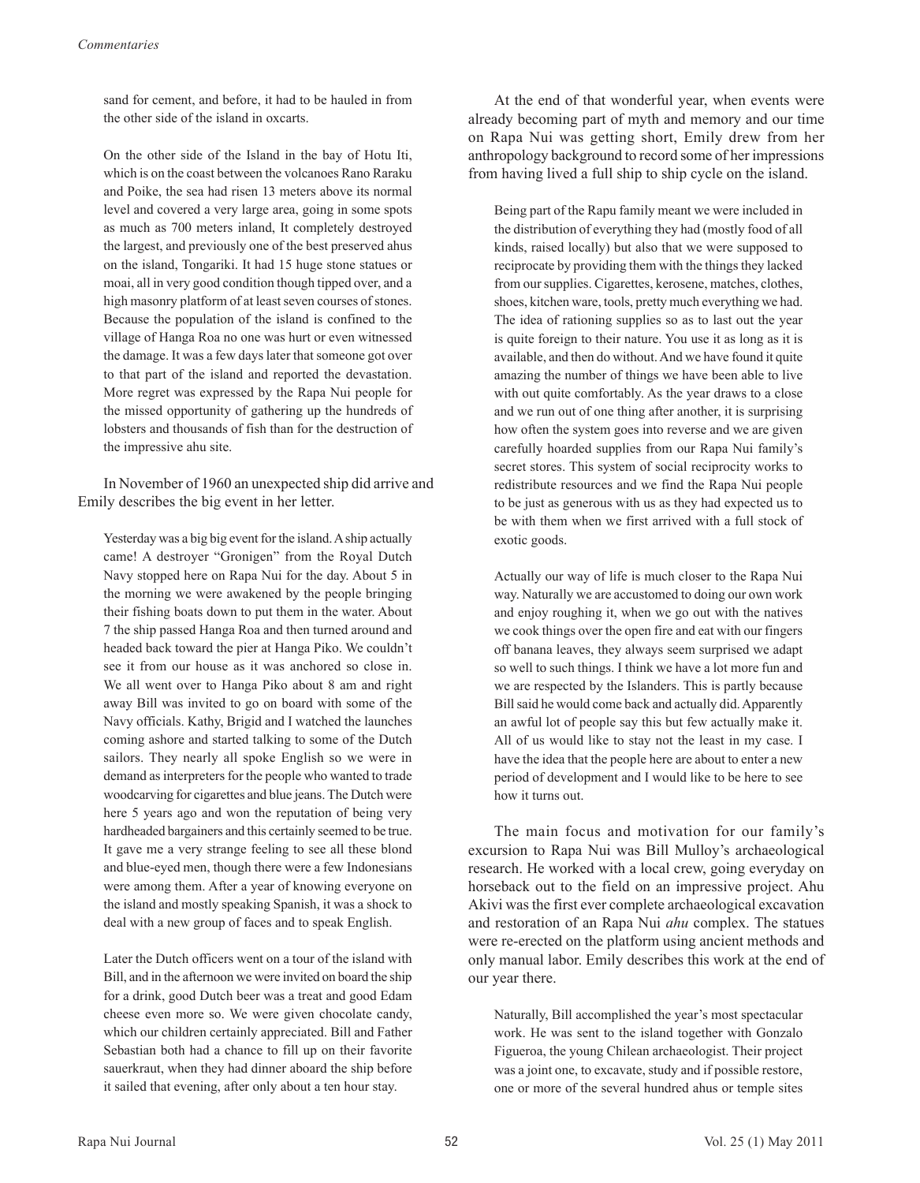sand for cement, and before, it had to be hauled in from the other side of the island in oxcarts.

> On the other side of the Island in the bay of Hotu Iti, which is on the coast between the volcanoes Rano Raraku and Poike, the sea had risen 13 meters above its normal level and covered a very large area, going in some spots as much as 700 meters inland, It completely destroyed the largest, and previously one of the best preserved ahus on the island, Tongariki. It had 15 huge stone statues or moai, all in very good condition though tipped over, and a high masonry platform of at least seven courses of stones. Because the population of the island is confined to the village of Hanga Roa no one was hurt or even witnessed the damage. It was a few days later that someone got over to that part of the island and reported the devastation. More regret was expressed by the Rapa Nui people for the missed opportunity of gathering up the hundreds of lobsters and thousands of fish than for the destruction of the impressive ahu site.

In November of 1960 an unexpected ship did arrive and Emily describes the big event in her letter.

> Yesterday was a big big event for the island. A ship actually came! A destroyer "Gronigen" from the Royal Dutch Navy stopped here on Rapa Nui for the day. About 5 in the morning we were awakened by the people bringing their fishing boats down to put them in the water. About 7 the ship passed Hanga Roa and then turned around and headed back toward the pier at Hanga Piko. We couldn't see it from our house as it was anchored so close in. We all went over to Hanga Piko about 8 am and right away Bill was invited to go on board with some of the Navy officials. Kathy, Brigid and I watched the launches coming ashore and started talking to some of the Dutch sailors. They nearly all spoke English so we were in demand as interpreters for the people who wanted to trade woodcarving for cigarettes and blue jeans. The Dutch were here 5 years ago and won the reputation of being very hardheaded bargainers and this certainly seemed to be true. It gave me a very strange feeling to see all these blond and blue-eyed men, though there were a few Indonesians were among them. After a year of knowing everyone on the island and mostly speaking Spanish, it was a shock to deal with a new group of faces and to speak English.
>
> Later the Dutch officers went on a tour of the island with Bill, and in the afternoon we were invited on board the ship for a drink, good Dutch beer was a treat and good Edam cheese even more so. We were given chocolate candy, which our children certainly appreciated. Bill and Father Sebastian both had a chance to fill up on their favorite sauerkraut, when they had dinner aboard the ship before it sailed that evening, after only about a ten hour stay.

At the end of that wonderful year, when events were already becoming part of myth and memory and our time on Rapa Nui was getting short, Emily drew from her anthropology background to record some of her impressions from having lived a full ship to ship cycle on the island.

> Being part of the Rapu family meant we were included in the distribution of everything they had (mostly food of all kinds, raised locally) but also that we were supposed to reciprocate by providing them with the things they lacked from our supplies. Cigarettes, kerosene, matches, clothes, shoes, kitchen ware, tools, pretty much everything we had. The idea of rationing supplies so as to last out the year is quite foreign to their nature. You use it as long as it is available, and then do without. And we have found it quite amazing the number of things we have been able to live with out quite comfortably. As the year draws to a close and we run out of one thing after another, it is surprising how often the system goes into reverse and we are given carefully hoarded supplies from our Rapa Nui family's secret stores. This system of social reciprocity works to redistribute resources and we find the Rapa Nui people to be just as generous with us as they had expected us to be with them when we first arrived with a full stock of exotic goods.
>
> Actually our way of life is much closer to the Rapa Nui way. Naturally we are accustomed to doing our own work and enjoy roughing it, when we go out with the natives we cook things over the open fire and eat with our fingers off banana leaves, they always seem surprised we adapt so well to such things. I think we have a lot more fun and we are respected by the Islanders. This is partly because Bill said he would come back and actually did. Apparently an awful lot of people say this but few actually make it. All of us would like to stay not the least in my case. I have the idea that the people here are about to enter a new period of development and I would like to be here to see how it turns out.

The main focus and motivation for our family's excursion to Rapa Nui was Bill Mulloy's archaeological research. He worked with a local crew, going everyday on horseback out to the field on an impressive project. Ahu Akivi was the first ever complete archaeological excavation and restoration of an Rapa Nui *ahu* complex. The statues were re-erected on the platform using ancient methods and only manual labor. Emily describes this work at the end of our year there.

> Naturally, Bill accomplished the year's most spectacular work. He was sent to the island together with Gonzalo Figueroa, the young Chilean archaeologist. Their project was a joint one, to excavate, study and if possible restore, one or more of the several hundred ahus or temple sites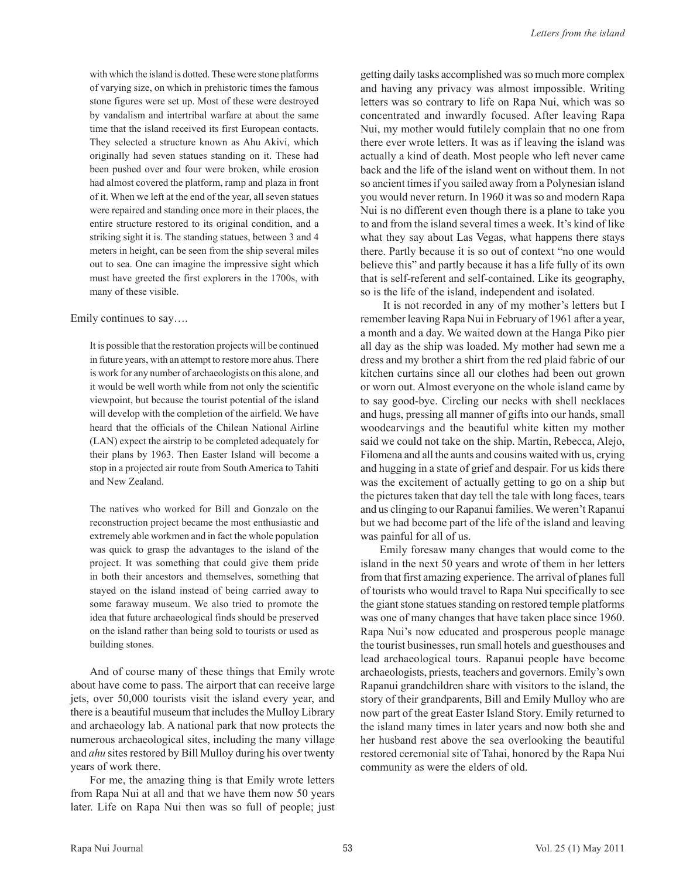> with which the island is dotted. These were stone platforms of varying size, on which in prehistoric times the famous stone figures were set up. Most of these were destroyed by vandalism and intertribal warfare at about the same time that the island received its first European contacts. They selected a structure known as Ahu Akivi, which originally had seven statues standing on it. These had been pushed over and four were broken, while erosion had almost covered the platform, ramp and plaza in front of it. When we left at the end of the year, all seven statues were repaired and standing once more in their places, the entire structure restored to its original condition, and a striking sight it is. The standing statues, between 3 and 4 meters in height, can be seen from the ship several miles out to sea. One can imagine the impressive sight which must have greeted the first explorers in the 1700s, with many of these visible.

Emily continues to say….

> It is possible that the restoration projects will be continued in future years, with an attempt to restore more ahus. There is work for any number of archaeologists on this alone, and it would be well worth while from not only the scientific viewpoint, but because the tourist potential of the island will develop with the completion of the airfield. We have heard that the officials of the Chilean National Airline (LAN) expect the airstrip to be completed adequately for their plans by 1963. Then Easter Island will become a stop in a projected air route from South America to Tahiti and New Zealand.
>
> The natives who worked for Bill and Gonzalo on the reconstruction project became the most enthusiastic and extremely able workmen and in fact the whole population was quick to grasp the advantages to the island of the project. It was something that could give them pride in both their ancestors and themselves, something that stayed on the island instead of being carried away to some faraway museum. We also tried to promote the idea that future archaeological finds should be preserved on the island rather than being sold to tourists or used as building stones.

And of course many of these things that Emily wrote about have come to pass. The airport that can receive large jets, over 50,000 tourists visit the island every year, and there is a beautiful museum that includes the Mulloy Library and archaeology lab. A national park that now protects the numerous archaeological sites, including the many village and *ahu* sites restored by Bill Mulloy during his over twenty years of work there.

For me, the amazing thing is that Emily wrote letters from Rapa Nui at all and that we have them now 50 years later. Life on Rapa Nui then was so full of people; just getting daily tasks accomplished was so much more complex and having any privacy was almost impossible. Writing letters was so contrary to life on Rapa Nui, which was so concentrated and inwardly focused. After leaving Rapa Nui, my mother would futilely complain that no one from there ever wrote letters. It was as if leaving the island was actually a kind of death. Most people who left never came back and the life of the island went on without them. In not so ancient times if you sailed away from a Polynesian island you would never return. In 1960 it was so and modern Rapa Nui is no different even though there is a plane to take you to and from the island several times a week. It's kind of like what they say about Las Vegas, what happens there stays there. Partly because it is so out of context "no one would believe this" and partly because it has a life fully of its own that is self-referent and self-contained. Like its geography, so is the life of the island, independent and isolated.

It is not recorded in any of my mother's letters but I remember leaving Rapa Nui in February of 1961 after a year, a month and a day. We waited down at the Hanga Piko pier all day as the ship was loaded. My mother had sewn me a dress and my brother a shirt from the red plaid fabric of our kitchen curtains since all our clothes had been out grown or worn out. Almost everyone on the whole island came by to say good-bye. Circling our necks with shell necklaces and hugs, pressing all manner of gifts into our hands, small woodcarvings and the beautiful white kitten my mother said we could not take on the ship. Martin, Rebecca, Alejo, Filomena and all the aunts and cousins waited with us, crying and hugging in a state of grief and despair. For us kids there was the excitement of actually getting to go on a ship but the pictures taken that day tell the tale with long faces, tears and us clinging to our Rapanui families. We weren't Rapanui but we had become part of the life of the island and leaving was painful for all of us.

Emily foresaw many changes that would come to the island in the next 50 years and wrote of them in her letters from that first amazing experience. The arrival of planes full of tourists who would travel to Rapa Nui specifically to see the giant stone statues standing on restored temple platforms was one of many changes that have taken place since 1960. Rapa Nui's now educated and prosperous people manage the tourist businesses, run small hotels and guesthouses and lead archaeological tours. Rapanui people have become archaeologists, priests, teachers and governors. Emily's own Rapanui grandchildren share with visitors to the island, the story of their grandparents, Bill and Emily Mulloy who are now part of the great Easter Island Story. Emily returned to the island many times in later years and now both she and her husband rest above the sea overlooking the beautiful restored ceremonial site of Tahai, honored by the Rapa Nui community as were the elders of old.